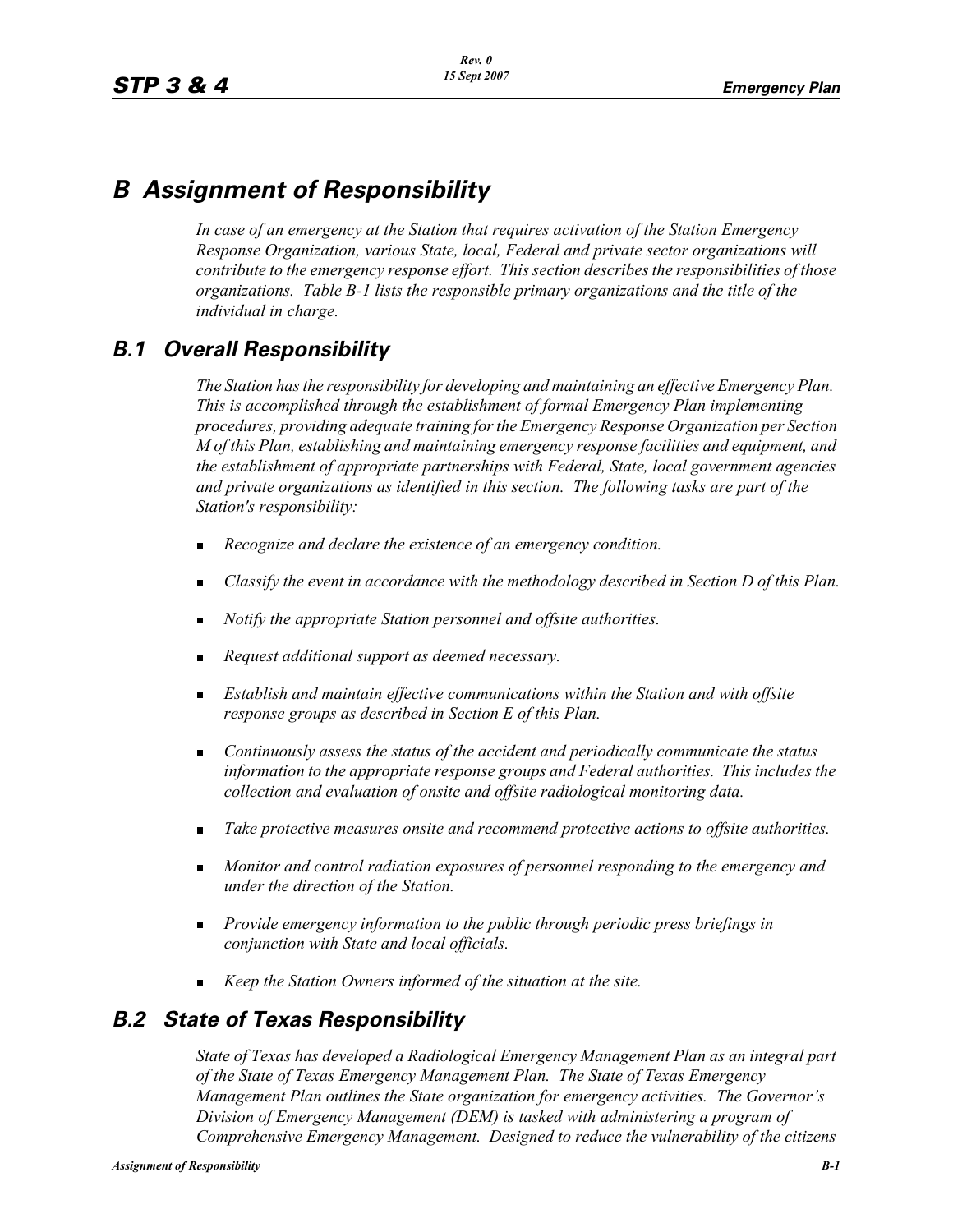# B Assignment of Responsibility

*In case of an emergency at the Station that requires activation of the Station Emergency Response Organization, various State, local, Federal and private sector organizations will contribute to the emergency response effort. This section describes the responsibilities of those organizations. Table B-1 lists the responsible primary organizations and the title of the individual in charge.*

## B.1 Overall Responsibility

*The Station has the responsibility for developing and maintaining an effective Emergency Plan. This is accomplished through the establishment of formal Emergency Plan implementing procedures, providing adequate training for the Emergency Response Organization per Section M of this Plan, establishing and maintaining emergency response facilities and equipment, and the establishment of appropriate partnerships with Federal, State, local government agencies and private organizations as identified in this section. The following tasks are part of the Station's responsibility:*

- *Recognize and declare the existence of an emergency condition.*
- *Classify the event in accordance with the methodology described in Section D of this Plan.*
- *Notify the appropriate Station personnel and offsite authorities.*
- *Request additional support as deemed necessary.*
- *Establish and maintain effective communications within the Station and with offsite response groups as described in Section E of this Plan.*
- *Continuously assess the status of the accident and periodically communicate the status information to the appropriate response groups and Federal authorities. This includes the collection and evaluation of onsite and offsite radiological monitoring data.*
- *Take protective measures onsite and recommend protective actions to offsite authorities.*
- *Monitor and control radiation exposures of personnel responding to the emergency and under the direction of the Station.*
- *Provide emergency information to the public through periodic press briefings in conjunction with State and local officials.*
- *Keep the Station Owners informed of the situation at the site.*

## B.2 State of Texas Responsibility

*State of Texas has developed a Radiological Emergency Management Plan as an integral part of the State of Texas Emergency Management Plan. The State of Texas Emergency Management Plan outlines the State organization for emergency activities. The Governor's Division of Emergency Management (DEM) is tasked with administering a program of Comprehensive Emergency Management. Designed to reduce the vulnerability of the citizens*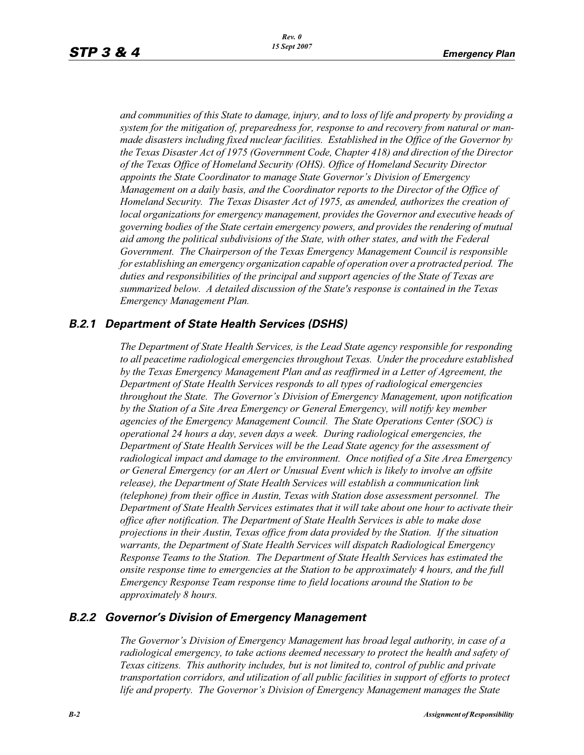*and communities of this State to damage, injury, and to loss of life and property by providing a system for the mitigation of, preparedness for, response to and recovery from natural or man-made disasters including fixed nuclear facilities. Established in the Office of the Governor by the Texas Disaster Act of 1975 (Government Code, Chapter 418) and direction of the Director of the Texas Office of Homeland Security (OHS). Office of Homeland Security Director appoints the State Coordinator to manage State Governor's Division of Emergency Management on a daily basis, and the Coordinator reports to the Director of the Office of Homeland Security. The Texas Disaster Act of 1975, as amended, authorizes the creation of local organizations for emergency management, provides the Governor and executive heads of governing bodies of the State certain emergency powers, and provides the rendering of mutual aid among the political subdivisions of the State, with other states, and with the Federal Government. The Chairperson of the Texas Emergency Management Council is responsible for establishing an emergency organization capable of operation over a protracted period. The duties and responsibilities of the principal and support agencies of the State of Texas are summarized below. A detailed discussion of the State's response is contained in the Texas Emergency Management Plan.*

### B.2.1 Department of State Health Services (DSHS)

*The Department of State Health Services, is the Lead State agency responsible for responding to all peacetime radiological emergencies throughout Texas. Under the procedure established by the Texas Emergency Management Plan and as reaffirmed in a Letter of Agreement, the Department of State Health Services responds to all types of radiological emergencies throughout the State. The Governor's Division of Emergency Management, upon notification by the Station of a Site Area Emergency or General Emergency, will notify key member agencies of the Emergency Management Council. The State Operations Center (SOC) is operational 24 hours a day, seven days a week. During radiological emergencies, the Department of State Health Services will be the Lead State agency for the assessment of radiological impact and damage to the environment. Once notified of a Site Area Emergency or General Emergency (or an Alert or Unusual Event which is likely to involve an offsite release), the Department of State Health Services will establish a communication link (telephone) from their office in Austin, Texas with Station dose assessment personnel. The Department of State Health Services estimates that it will take about one hour to activate their office after notification. The Department of State Health Services is able to make dose projections in their Austin, Texas office from data provided by the Station. If the situation warrants, the Department of State Health Services will dispatch Radiological Emergency Response Teams to the Station. The Department of State Health Services has estimated the onsite response time to emergencies at the Station to be approximately 4 hours, and the full Emergency Response Team response time to field locations around the Station to be approximately 8 hours.*

### B.2.2 Governor's Division of Emergency Management

*The Governor's Division of Emergency Management has broad legal authority, in case of a radiological emergency, to take actions deemed necessary to protect the health and safety of Texas citizens. This authority includes, but is not limited to, control of public and private transportation corridors, and utilization of all public facilities in support of efforts to protect life and property. The Governor's Division of Emergency Management manages the State*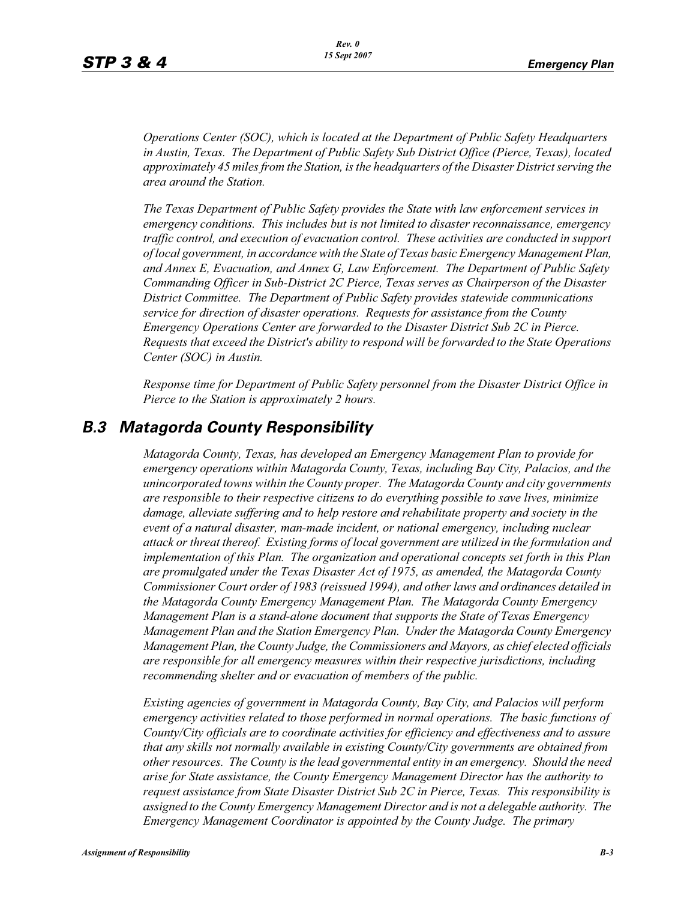*Operations Center (SOC), which is located at the Department of Public Safety Headquarters in Austin, Texas. The Department of Public Safety Sub District Office (Pierce, Texas), located approximately 45 miles from the Station, is the headquarters of the Disaster District serving the area around the Station.*

*The Texas Department of Public Safety provides the State with law enforcement services in emergency conditions. This includes but is not limited to disaster reconnaissance, emergency traffic control, and execution of evacuation control. These activities are conducted in support of local government, in accordance with the State of Texas basic Emergency Management Plan, and Annex E, Evacuation, and Annex G, Law Enforcement. The Department of Public Safety Commanding Officer in Sub-District 2C Pierce, Texas serves as Chairperson of the Disaster District Committee. The Department of Public Safety provides statewide communications service for direction of disaster operations. Requests for assistance from the County Emergency Operations Center are forwarded to the Disaster District Sub 2C in Pierce. Requests that exceed the District's ability to respond will be forwarded to the State Operations Center (SOC) in Austin.*

*Response time for Department of Public Safety personnel from the Disaster District Office in Pierce to the Station is approximately 2 hours.*

## *B.3 Matagorda County Responsibility*

*Matagorda County, Texas, has developed an Emergency Management Plan to provide for emergency operations within Matagorda County, Texas, including Bay City, Palacios, and the unincorporated towns within the County proper. The Matagorda County and city governments are responsible to their respective citizens to do everything possible to save lives, minimize damage, alleviate suffering and to help restore and rehabilitate property and society in the event of a natural disaster, man-made incident, or national emergency, including nuclear attack or threat thereof. Existing forms of local government are utilized in the formulation and implementation of this Plan. The organization and operational concepts set forth in this Plan are promulgated under the Texas Disaster Act of 1975, as amended, the Matagorda County Commissioner Court order of 1983 (reissued 1994), and other laws and ordinances detailed in the Matagorda County Emergency Management Plan. The Matagorda County Emergency Management Plan is a stand-alone document that supports the State of Texas Emergency Management Plan and the Station Emergency Plan. Under the Matagorda County Emergency Management Plan, the County Judge, the Commissioners and Mayors, as chief elected officials are responsible for all emergency measures within their respective jurisdictions, including recommending shelter and or evacuation of members of the public.*

*Existing agencies of government in Matagorda County, Bay City, and Palacios will perform emergency activities related to those performed in normal operations. The basic functions of County/City officials are to coordinate activities for efficiency and effectiveness and to assure that any skills not normally available in existing County/City governments are obtained from other resources. The County is the lead governmental entity in an emergency. Should the need arise for State assistance, the County Emergency Management Director has the authority to request assistance from State Disaster District Sub 2C in Pierce, Texas. This responsibility is assigned to the County Emergency Management Director and is not a delegable authority. The Emergency Management Coordinator is appointed by the County Judge. The primary*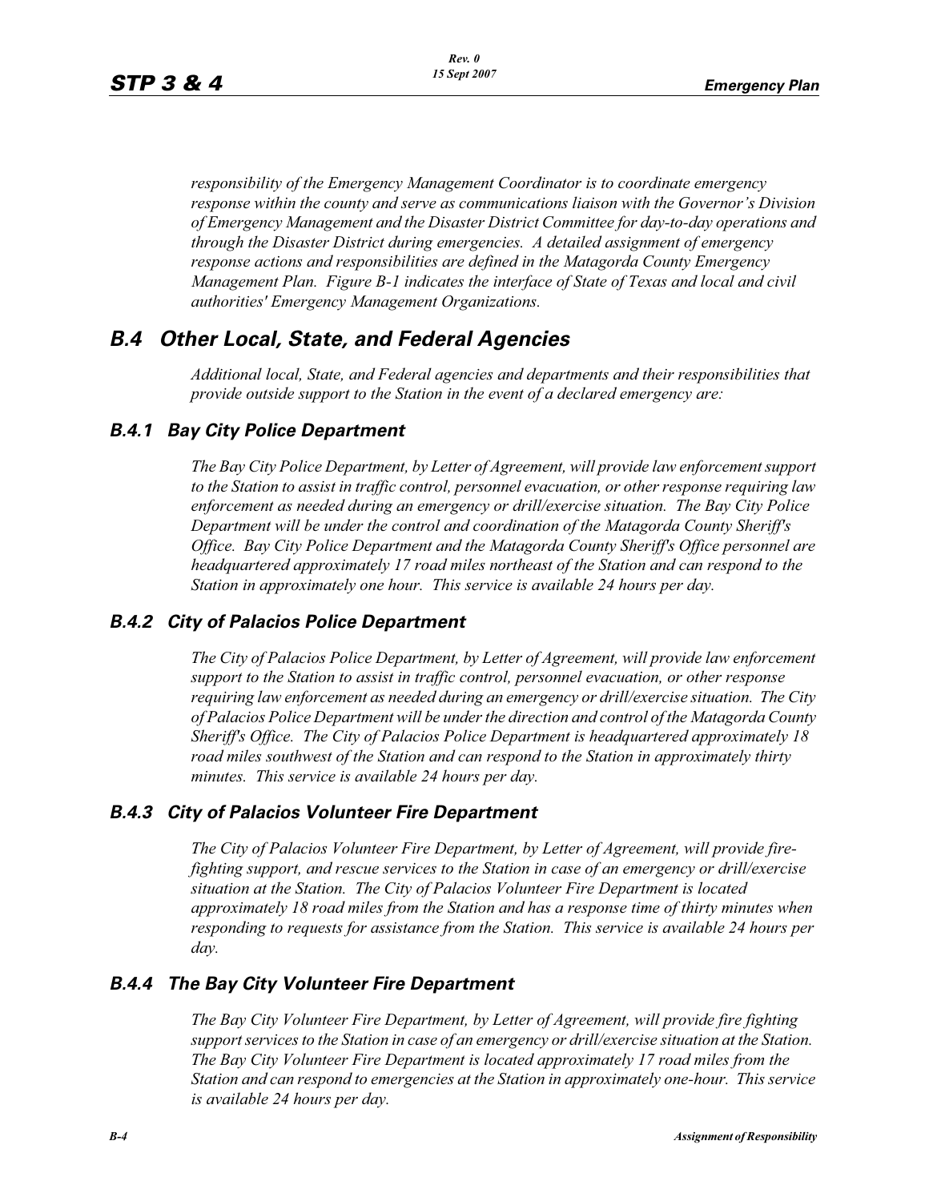*responsibility of the Emergency Management Coordinator is to coordinate emergency response within the county and serve as communications liaison with the Governor's Division of Emergency Management and the Disaster District Committee for day-to-day operations and through the Disaster District during emergencies. A detailed assignment of emergency response actions and responsibilities are defined in the Matagorda County Emergency Management Plan. Figure B-1 indicates the interface of State of Texas and local and civil authorities' Emergency Management Organizations.*

## B.4 Other Local, State, and Federal Agencies

*Additional local, State, and Federal agencies and departments and their responsibilities that provide outside support to the Station in the event of a declared emergency are:*

### B.4.1 Bay City Police Department

*The Bay City Police Department, by Letter of Agreement, will provide law enforcement support to the Station to assist in traffic control, personnel evacuation, or other response requiring law enforcement as needed during an emergency or drill/exercise situation. The Bay City Police Department will be under the control and coordination of the Matagorda County Sheriff's Office. Bay City Police Department and the Matagorda County Sheriff's Office personnel are headquartered approximately 17 road miles northeast of the Station and can respond to the Station in approximately one hour. This service is available 24 hours per day.*

### B.4.2 City of Palacios Police Department

*The City of Palacios Police Department, by Letter of Agreement, will provide law enforcement support to the Station to assist in traffic control, personnel evacuation, or other response requiring law enforcement as needed during an emergency or drill/exercise situation. The City of Palacios Police Department will be under the direction and control of the Matagorda County Sheriff's Office. The City of Palacios Police Department is headquartered approximately 18 road miles southwest of the Station and can respond to the Station in approximately thirty minutes. This service is available 24 hours per day.*

### B.4.3 City of Palacios Volunteer Fire Department

*The City of Palacios Volunteer Fire Department, by Letter of Agreement, will provide fire-fighting support, and rescue services to the Station in case of an emergency or drill/exercise situation at the Station. The City of Palacios Volunteer Fire Department is located approximately 18 road miles from the Station and has a response time of thirty minutes when responding to requests for assistance from the Station. This service is available 24 hours per day.*

### B.4.4 The Bay City Volunteer Fire Department

*The Bay City Volunteer Fire Department, by Letter of Agreement, will provide fire fighting support services to the Station in case of an emergency or drill/exercise situation at the Station. The Bay City Volunteer Fire Department is located approximately 17 road miles from the Station and can respond to emergencies at the Station in approximately one-hour. This service is available 24 hours per day.*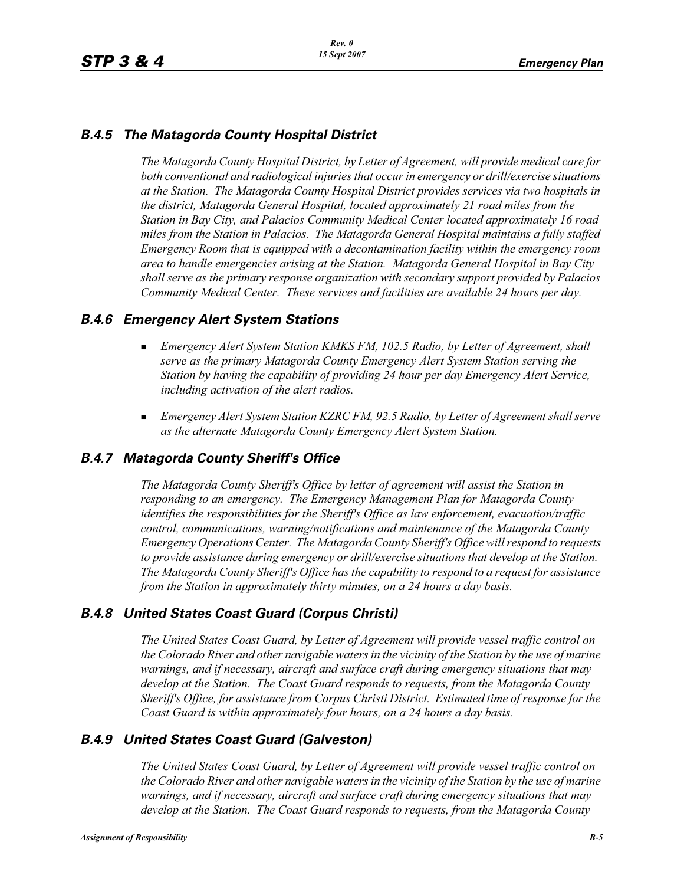### *B.4.5 The Matagorda County Hospital District*

*The Matagorda County Hospital District, by Letter of Agreement, will provide medical care for both conventional and radiological injuries that occur in emergency or drill/exercise situations at the Station. The Matagorda County Hospital District provides services via two hospitals in the district, Matagorda General Hospital, located approximately 21 road miles from the Station in Bay City, and Palacios Community Medical Center located approximately 16 road miles from the Station in Palacios. The Matagorda General Hospital maintains a fully staffed Emergency Room that is equipped with a decontamination facility within the emergency room area to handle emergencies arising at the Station. Matagorda General Hospital in Bay City shall serve as the primary response organization with secondary support provided by Palacios Community Medical Center. These services and facilities are available 24 hours per day.*

### *B.4.6 Emergency Alert System Stations*

- *Emergency Alert System Station KMKS FM, 102.5 Radio, by Letter of Agreement, shall serve as the primary Matagorda County Emergency Alert System Station serving the Station by having the capability of providing 24 hour per day Emergency Alert Service, including activation of the alert radios.*
- *Emergency Alert System Station KZRC FM, 92.5 Radio, by Letter of Agreement shall serve as the alternate Matagorda County Emergency Alert System Station.*

### *B.4.7 Matagorda County Sheriff's Office*

*The Matagorda County Sheriff's Office by letter of agreement will assist the Station in responding to an emergency. The Emergency Management Plan for Matagorda County identifies the responsibilities for the Sheriff's Office as law enforcement, evacuation/traffic control, communications, warning/notifications and maintenance of the Matagorda County Emergency Operations Center. The Matagorda County Sheriff's Office will respond to requests to provide assistance during emergency or drill/exercise situations that develop at the Station. The Matagorda County Sheriff's Office has the capability to respond to a request for assistance from the Station in approximately thirty minutes, on a 24 hours a day basis.*

### *B.4.8 United States Coast Guard (Corpus Christi)*

*The United States Coast Guard, by Letter of Agreement will provide vessel traffic control on the Colorado River and other navigable waters in the vicinity of the Station by the use of marine warnings, and if necessary, aircraft and surface craft during emergency situations that may develop at the Station. The Coast Guard responds to requests, from the Matagorda County Sheriff's Office, for assistance from Corpus Christi District. Estimated time of response for the Coast Guard is within approximately four hours, on a 24 hours a day basis.*

### *B.4.9 United States Coast Guard (Galveston)*

*The United States Coast Guard, by Letter of Agreement will provide vessel traffic control on the Colorado River and other navigable waters in the vicinity of the Station by the use of marine warnings, and if necessary, aircraft and surface craft during emergency situations that may develop at the Station. The Coast Guard responds to requests, from the Matagorda County*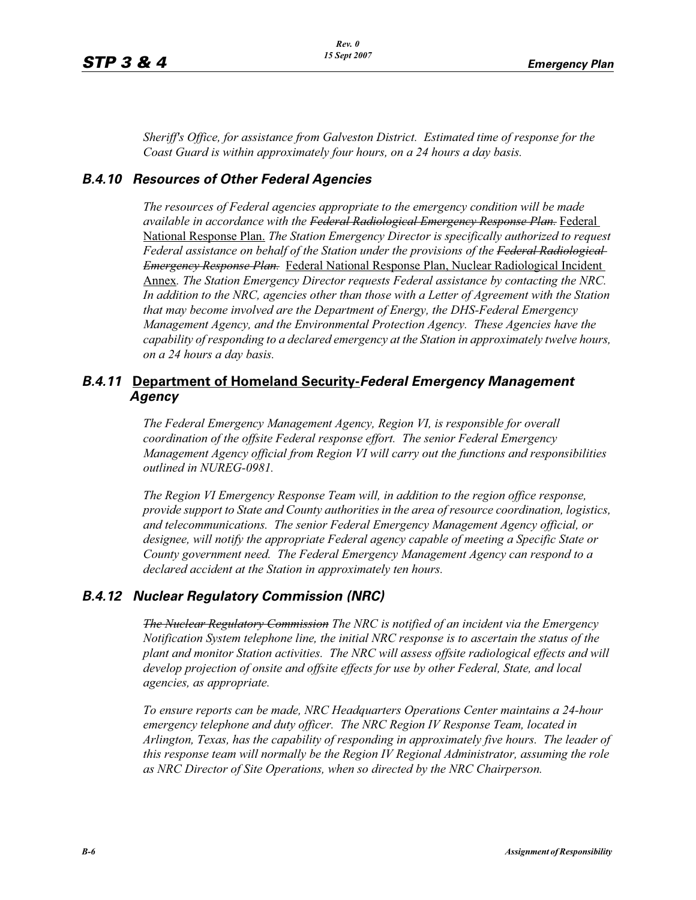*Sheriff's Office, for assistance from Galveston District. Estimated time of response for the Coast Guard is within approximately four hours, on a 24 hours a day basis.*

### *B.4.10 Resources of Other Federal Agencies*

*The resources of Federal agencies appropriate to the emergency condition will be made available in accordance with the ~~Federal Radiological Emergency Response Plan.~~* Federal National Response Plan. *The Station Emergency Director is specifically authorized to request Federal assistance on behalf of the Station under the provisions of the ~~Federal Radiological Emergency Response Plan.~~* Federal National Response Plan, Nuclear Radiological Incident Annex. *The Station Emergency Director requests Federal assistance by contacting the NRC. In addition to the NRC, agencies other than those with a Letter of Agreement with the Station that may become involved are the Department of Energy, the DHS-Federal Emergency Management Agency, and the Environmental Protection Agency. These Agencies have the capability of responding to a declared emergency at the Station in approximately twelve hours, on a 24 hours a day basis.*

### *B.4.11* Department of Homeland Security-*Federal Emergency Management Agency*

*The Federal Emergency Management Agency, Region VI, is responsible for overall coordination of the offsite Federal response effort. The senior Federal Emergency Management Agency official from Region VI will carry out the functions and responsibilities outlined in NUREG-0981.*

*The Region VI Emergency Response Team will, in addition to the region office response, provide support to State and County authorities in the area of resource coordination, logistics, and telecommunications. The senior Federal Emergency Management Agency official, or designee, will notify the appropriate Federal agency capable of meeting a Specific State or County government need. The Federal Emergency Management Agency can respond to a declared accident at the Station in approximately ten hours.*

### *B.4.12 Nuclear Regulatory Commission (NRC)*

*~~The Nuclear Regulatory Commission~~ The NRC is notified of an incident via the Emergency Notification System telephone line, the initial NRC response is to ascertain the status of the plant and monitor Station activities. The NRC will assess offsite radiological effects and will develop projection of onsite and offsite effects for use by other Federal, State, and local agencies, as appropriate.*

*To ensure reports can be made, NRC Headquarters Operations Center maintains a 24-hour emergency telephone and duty officer. The NRC Region IV Response Team, located in Arlington, Texas, has the capability of responding in approximately five hours. The leader of this response team will normally be the Region IV Regional Administrator, assuming the role as NRC Director of Site Operations, when so directed by the NRC Chairperson.*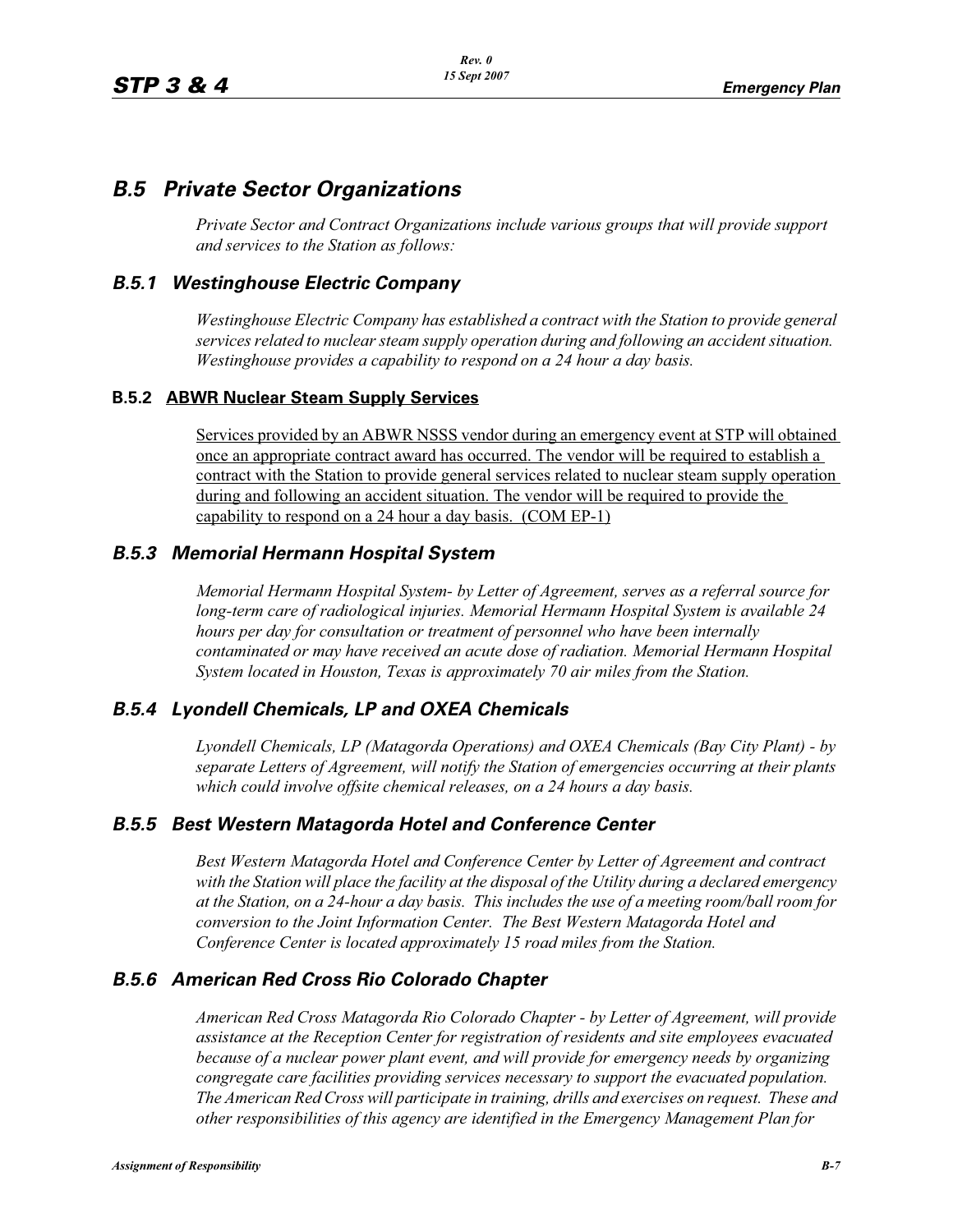## *B.5 Private Sector Organizations*

*Private Sector and Contract Organizations include various groups that will provide support and services to the Station as follows:*

### *B.5.1 Westinghouse Electric Company*

*Westinghouse Electric Company has established a contract with the Station to provide general services related to nuclear steam supply operation during and following an accident situation. Westinghouse provides a capability to respond on a 24 hour a day basis.*

### **B.5.2 ABWR Nuclear Steam Supply Services**

Services provided by an ABWR NSSS vendor during an emergency event at STP will obtained once an appropriate contract award has occurred. The vendor will be required to establish a contract with the Station to provide general services related to nuclear steam supply operation during and following an accident situation. The vendor will be required to provide the capability to respond on a 24 hour a day basis. (COM EP-1)

### *B.5.3 Memorial Hermann Hospital System*

*Memorial Hermann Hospital System- by Letter of Agreement, serves as a referral source for long-term care of radiological injuries. Memorial Hermann Hospital System is available 24 hours per day for consultation or treatment of personnel who have been internally contaminated or may have received an acute dose of radiation. Memorial Hermann Hospital System located in Houston, Texas is approximately 70 air miles from the Station.*

### *B.5.4 Lyondell Chemicals, LP and OXEA Chemicals*

*Lyondell Chemicals, LP (Matagorda Operations) and OXEA Chemicals (Bay City Plant) - by separate Letters of Agreement, will notify the Station of emergencies occurring at their plants which could involve offsite chemical releases, on a 24 hours a day basis.*

### *B.5.5 Best Western Matagorda Hotel and Conference Center*

*Best Western Matagorda Hotel and Conference Center by Letter of Agreement and contract with the Station will place the facility at the disposal of the Utility during a declared emergency at the Station, on a 24-hour a day basis. This includes the use of a meeting room/ball room for conversion to the Joint Information Center. The Best Western Matagorda Hotel and Conference Center is located approximately 15 road miles from the Station.*

### *B.5.6 American Red Cross Rio Colorado Chapter*

*American Red Cross Matagorda Rio Colorado Chapter - by Letter of Agreement, will provide assistance at the Reception Center for registration of residents and site employees evacuated because of a nuclear power plant event, and will provide for emergency needs by organizing congregate care facilities providing services necessary to support the evacuated population. The American Red Cross will participate in training, drills and exercises on request. These and other responsibilities of this agency are identified in the Emergency Management Plan for*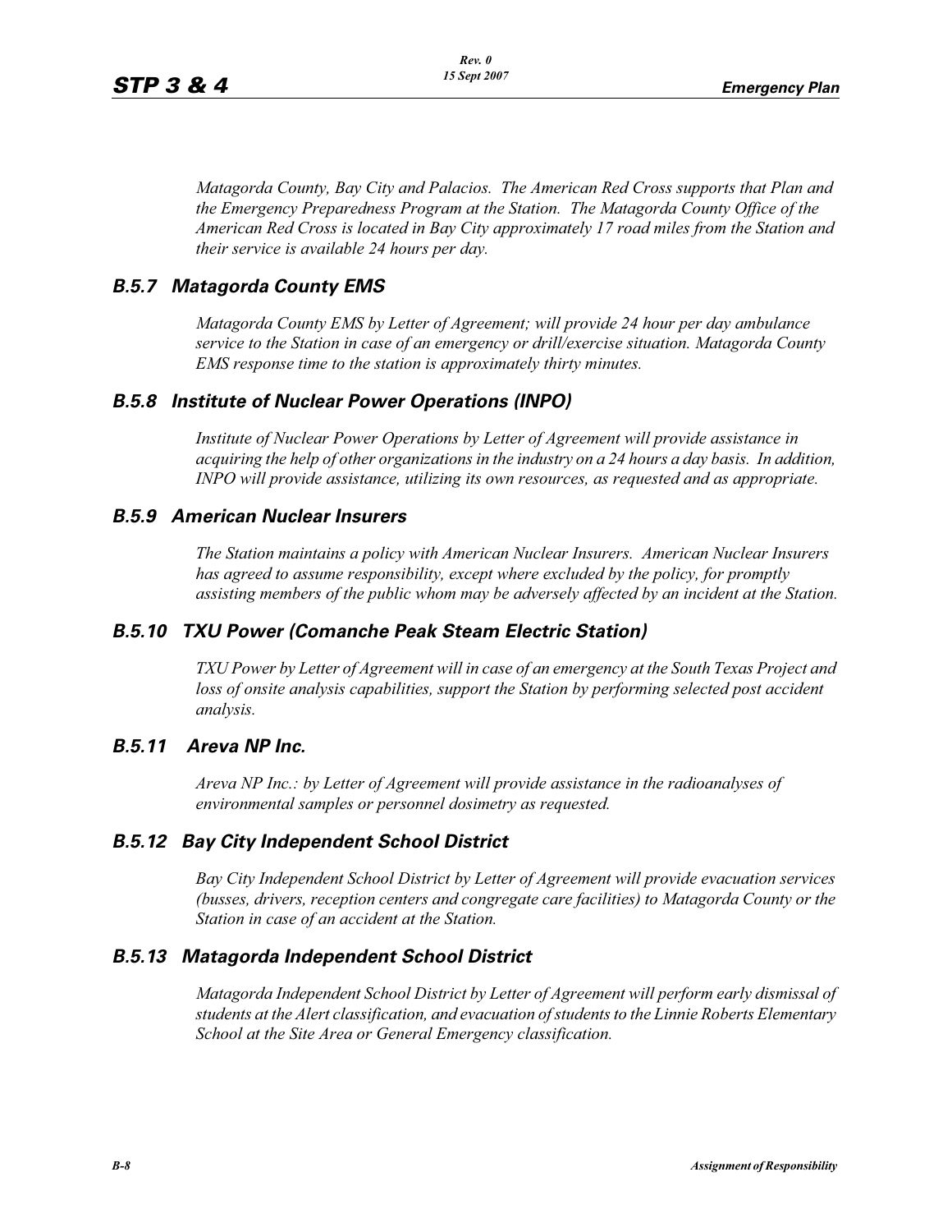*Matagorda County, Bay City and Palacios. The American Red Cross supports that Plan and the Emergency Preparedness Program at the Station. The Matagorda County Office of the American Red Cross is located in Bay City approximately 17 road miles from the Station and their service is available 24 hours per day.*

### B.5.7 Matagorda County EMS

*Matagorda County EMS by Letter of Agreement; will provide 24 hour per day ambulance service to the Station in case of an emergency or drill/exercise situation. Matagorda County EMS response time to the station is approximately thirty minutes.*

### B.5.8 Institute of Nuclear Power Operations (INPO)

*Institute of Nuclear Power Operations by Letter of Agreement will provide assistance in acquiring the help of other organizations in the industry on a 24 hours a day basis. In addition, INPO will provide assistance, utilizing its own resources, as requested and as appropriate.*

### B.5.9 American Nuclear Insurers

*The Station maintains a policy with American Nuclear Insurers. American Nuclear Insurers has agreed to assume responsibility, except where excluded by the policy, for promptly assisting members of the public whom may be adversely affected by an incident at the Station.*

### B.5.10 TXU Power (Comanche Peak Steam Electric Station)

*TXU Power by Letter of Agreement will in case of an emergency at the South Texas Project and loss of onsite analysis capabilities, support the Station by performing selected post accident analysis.*

### B.5.11 Areva NP Inc.

*Areva NP Inc.: by Letter of Agreement will provide assistance in the radioanalyses of environmental samples or personnel dosimetry as requested.*

### B.5.12 Bay City Independent School District

*Bay City Independent School District by Letter of Agreement will provide evacuation services (busses, drivers, reception centers and congregate care facilities) to Matagorda County or the Station in case of an accident at the Station.*

### B.5.13 Matagorda Independent School District

*Matagorda Independent School District by Letter of Agreement will perform early dismissal of students at the Alert classification, and evacuation of students to the Linnie Roberts Elementary School at the Site Area or General Emergency classification.*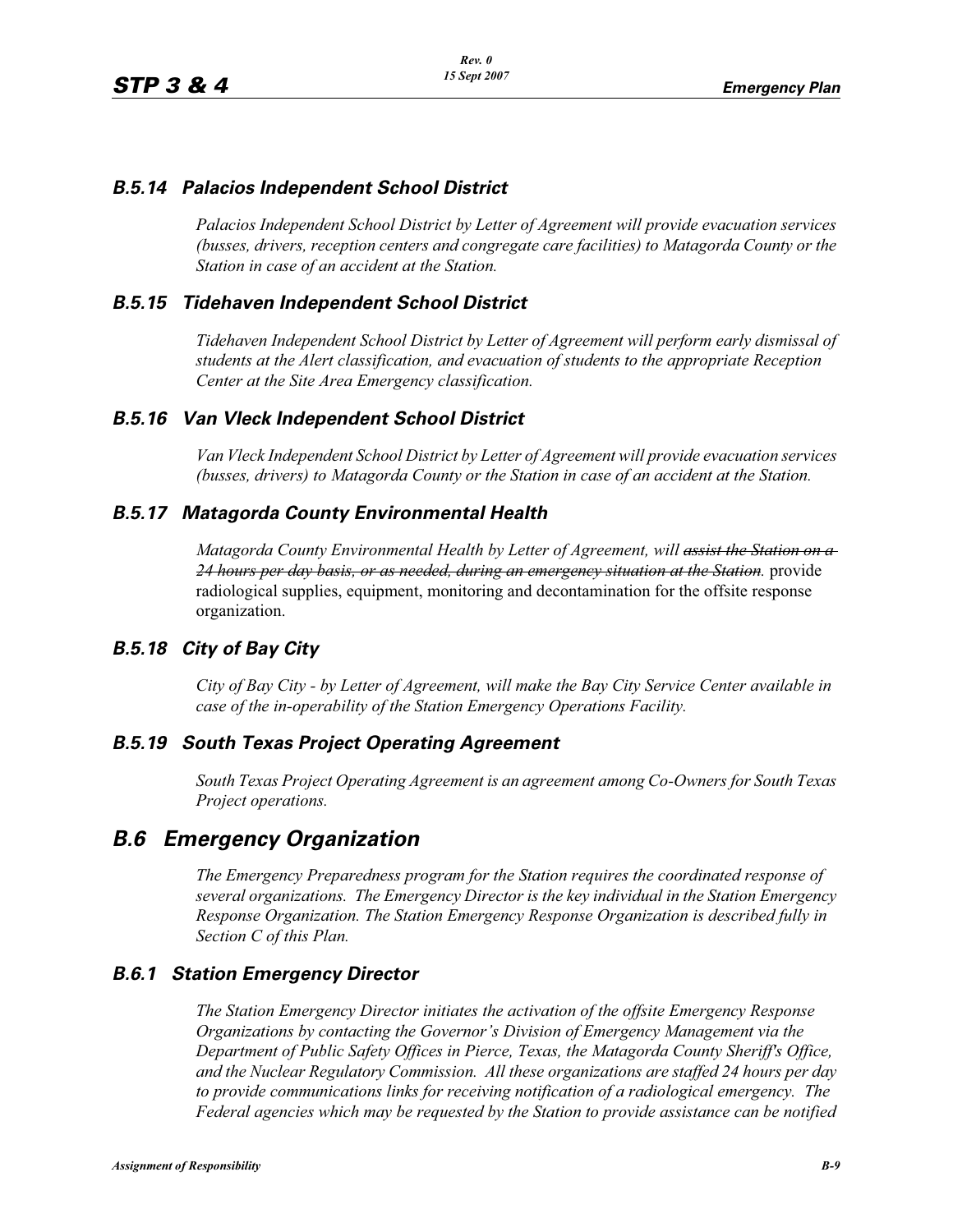### *B.5.14 Palacios Independent School District*

*Palacios Independent School District by Letter of Agreement will provide evacuation services (busses, drivers, reception centers and congregate care facilities) to Matagorda County or the Station in case of an accident at the Station.*

### *B.5.15 Tidehaven Independent School District*

*Tidehaven Independent School District by Letter of Agreement will perform early dismissal of students at the Alert classification, and evacuation of students to the appropriate Reception Center at the Site Area Emergency classification.*

### *B.5.16 Van Vleck Independent School District*

*Van Vleck Independent School District by Letter of Agreement will provide evacuation services (busses, drivers) to Matagorda County or the Station in case of an accident at the Station.*

### *B.5.17 Matagorda County Environmental Health*

*Matagorda County Environmental Health by Letter of Agreement, will ~~assist the Station on a 24 hours per day basis, or as needed, during an emergency situation at the Station~~.* provide radiological supplies, equipment, monitoring and decontamination for the offsite response organization.

### *B.5.18 City of Bay City*

*City of Bay City - by Letter of Agreement, will make the Bay City Service Center available in case of the in-operability of the Station Emergency Operations Facility.*

### *B.5.19 South Texas Project Operating Agreement*

*South Texas Project Operating Agreement is an agreement among Co-Owners for South Texas Project operations.*

## *B.6 Emergency Organization*

*The Emergency Preparedness program for the Station requires the coordinated response of several organizations. The Emergency Director is the key individual in the Station Emergency Response Organization. The Station Emergency Response Organization is described fully in Section C of this Plan.*

### *B.6.1 Station Emergency Director*

*The Station Emergency Director initiates the activation of the offsite Emergency Response Organizations by contacting the Governor's Division of Emergency Management via the Department of Public Safety Offices in Pierce, Texas, the Matagorda County Sheriff's Office, and the Nuclear Regulatory Commission. All these organizations are staffed 24 hours per day to provide communications links for receiving notification of a radiological emergency. The Federal agencies which may be requested by the Station to provide assistance can be notified*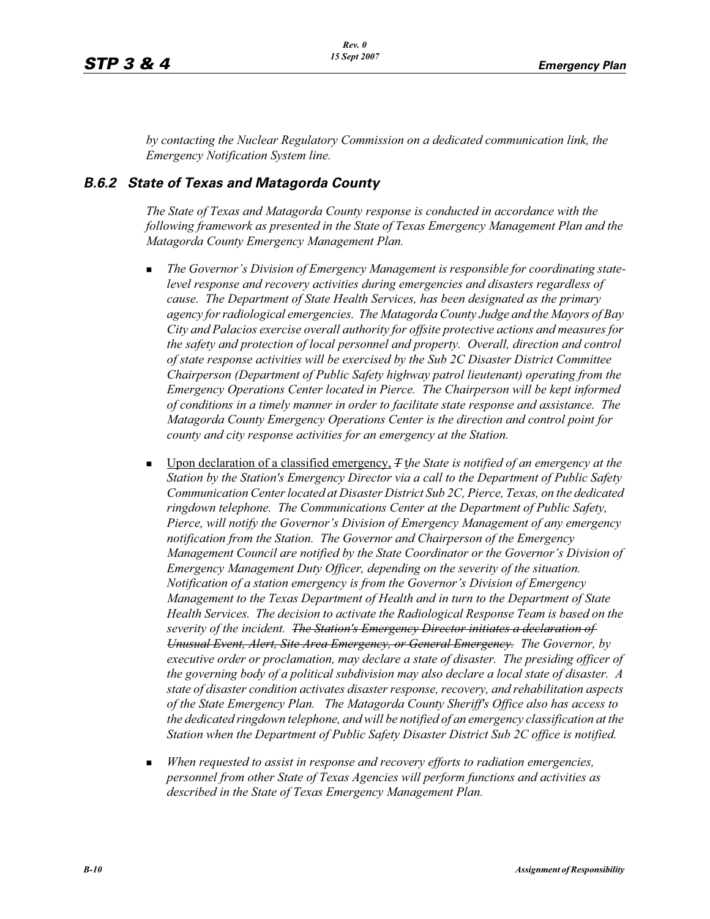*by contacting the Nuclear Regulatory Commission on a dedicated communication link, the Emergency Notification System line.*

### *B.6.2 State of Texas and Matagorda County*

*The State of Texas and Matagorda County response is conducted in accordance with the following framework as presented in the State of Texas Emergency Management Plan and the Matagorda County Emergency Management Plan.*

- *The Governor's Division of Emergency Management is responsible for coordinating state-level response and recovery activities during emergencies and disasters regardless of cause. The Department of State Health Services, has been designated as the primary agency for radiological emergencies. The Matagorda County Judge and the Mayors of Bay City and Palacios exercise overall authority for offsite protective actions and measures for the safety and protection of local personnel and property. Overall, direction and control of state response activities will be exercised by the Sub 2C Disaster District Committee Chairperson (Department of Public Safety highway patrol lieutenant) operating from the Emergency Operations Center located in Pierce. The Chairperson will be kept informed of conditions in a timely manner in order to facilitate state response and assistance. The Matagorda County Emergency Operations Center is the direction and control point for county and city response activities for an emergency at the Station.*

- <u>Upon declaration of a classified emergency,</u> ~~*T*~~ <u>t</u>*he State is notified of an emergency at the Station by the Station's Emergency Director via a call to the Department of Public Safety Communication Center located at Disaster District Sub 2C, Pierce, Texas, on the dedicated ringdown telephone. The Communications Center at the Department of Public Safety, Pierce, will notify the Governor's Division of Emergency Management of any emergency notification from the Station. The Governor and Chairperson of the Emergency Management Council are notified by the State Coordinator or the Governor's Division of Emergency Management Duty Officer, depending on the severity of the situation. Notification of a station emergency is from the Governor's Division of Emergency Management to the Texas Department of Health and in turn to the Department of State Health Services. The decision to activate the Radiological Response Team is based on the severity of the incident.* ~~*The Station's Emergency Director initiates a declaration of Unusual Event, Alert, Site Area Emergency, or General Emergency.*~~ *The Governor, by executive order or proclamation, may declare a state of disaster. The presiding officer of the governing body of a political subdivision may also declare a local state of disaster. A state of disaster condition activates disaster response, recovery, and rehabilitation aspects of the State Emergency Plan. The Matagorda County Sheriff's Office also has access to the dedicated ringdown telephone, and will be notified of an emergency classification at the Station when the Department of Public Safety Disaster District Sub 2C office is notified.*

- *When requested to assist in response and recovery efforts to radiation emergencies, personnel from other State of Texas Agencies will perform functions and activities as described in the State of Texas Emergency Management Plan.*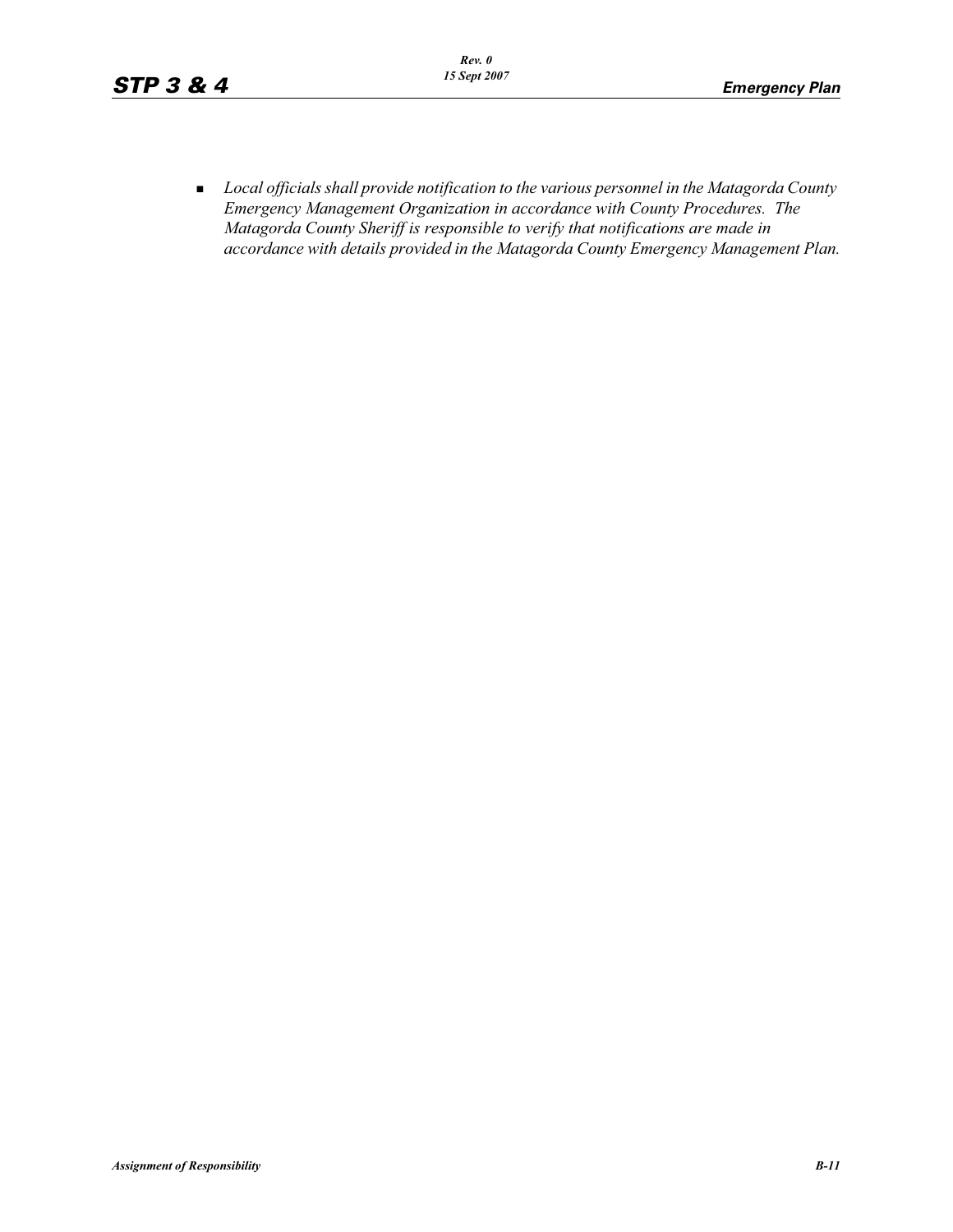- *Local officials shall provide notification to the various personnel in the Matagorda County Emergency Management Organization in accordance with County Procedures. The Matagorda County Sheriff is responsible to verify that notifications are made in accordance with details provided in the Matagorda County Emergency Management Plan.*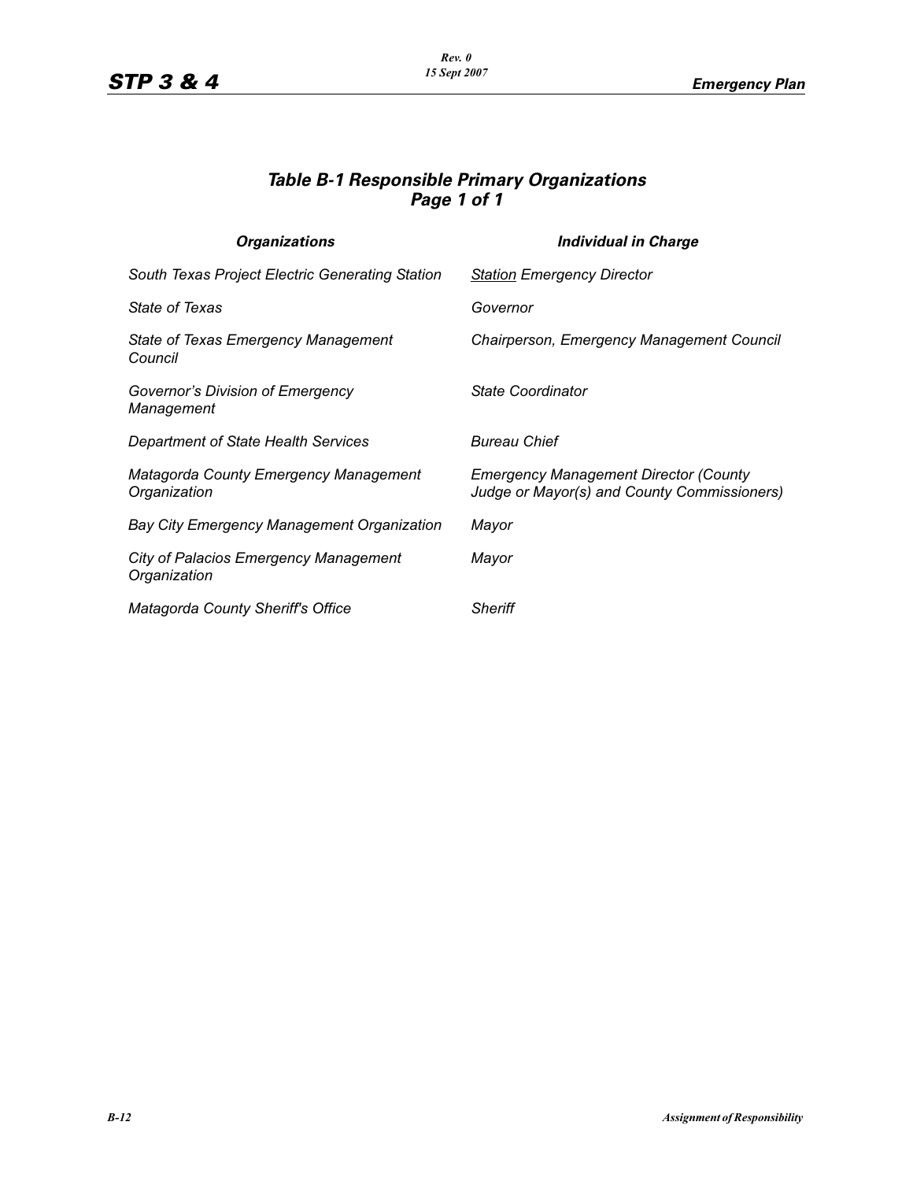### *Table B-1 Responsible Primary Organizations*
### *Page 1 of 1*

| *Organizations* | *Individual in Charge* |
|---|---|
| *South Texas Project Electric Generating Station* | *Station Emergency Director* |
| *State of Texas* | *Governor* |
| *State of Texas Emergency Management Council* | *Chairperson, Emergency Management Council* |
| *Governor's Division of Emergency Management* | *State Coordinator* |
| *Department of State Health Services* | *Bureau Chief* |
| *Matagorda County Emergency Management Organization* | *Emergency Management Director (County Judge or Mayor(s) and County Commissioners)* |
| *Bay City Emergency Management Organization* | *Mayor* |
| *City of Palacios Emergency Management Organization* | *Mayor* |
| *Matagorda County Sheriff's Office* | *Sheriff* |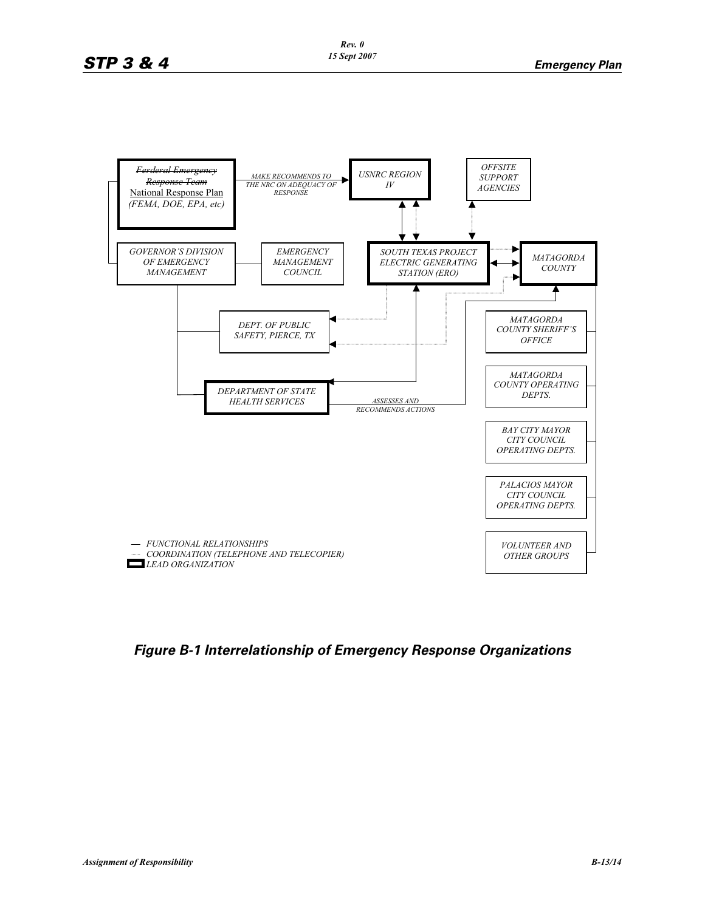Ferderal Emergency Response Team
National Response Plan
(FEMA, DOE, EPA, etc)

MAKE RECOMMENDS TO THE NRC ON ADEQUACY OF RESPONSE

USNRC REGION IV

OFFSITE SUPPORT AGENCIES

GOVERNOR'S DIVISION OF EMERGENCY MANAGEMENT

EMERGENCY MANAGEMENT COUNCIL

SOUTH TEXAS PROJECT ELECTRIC GENERATING STATION (ERO)

MATAGORDA COUNTY

DEPT. OF PUBLIC SAFETY, PIERCE, TX

MATAGORDA COUNTY SHERIFF'S OFFICE

MATAGORDA COUNTY OPERATING DEPTS.

DEPARTMENT OF STATE HEALTH SERVICES

ASSESSES AND RECOMMENDS ACTIONS

BAY CITY MAYOR CITY COUNCIL OPERATING DEPTS.

PALACIOS MAYOR CITY COUNCIL OPERATING DEPTS.

VOLUNTEER AND OTHER GROUPS

— FUNCTIONAL RELATIONSHIPS
COORDINATION (TELEPHONE AND TELECOPIER)
LEAD ORGANIZATION

**Figure B-1 Interrelationship of Emergency Response Organizations**